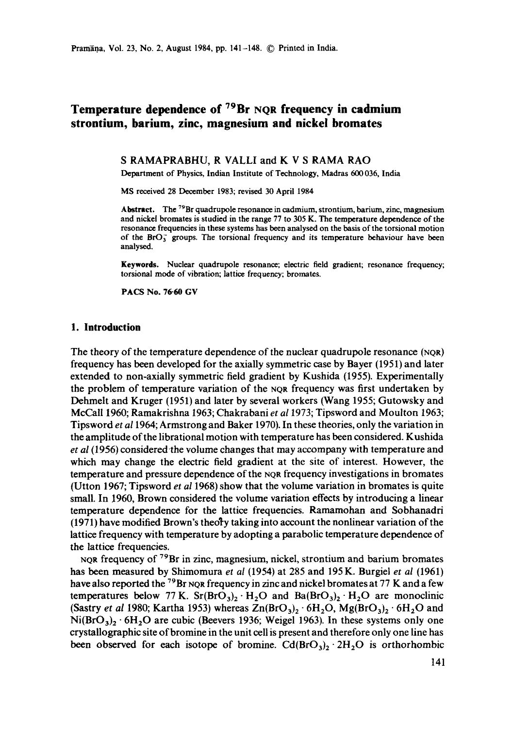# Temperature dependence of $^{79}$Br NQR frequency in cadmium strontium, barium, zinc, magnesium and nickel bromates

S RAMAPRABHU, R VALLI and K V S RAMA RAO

Department of Physics, Indian Institute of Technology, Madras 600 036, India

MS received 28 December 1983; revised 30 April 1984

**Abstract.** The $^{79}$Br quadrupole resonance in cadmium, strontium, barium, zinc, magnesium and nickel bromates is studied in the range 77 to 305 K. The temperature dependence of the resonance frequencies in these systems has been analysed on the basis of the torsional motion of the $BrO_3^-$ groups. The torsional frequency and its temperature behaviour have been analysed.

**Keywords.** Nuclear quadrupole resonance; electric field gradient; resonance frequency; torsional mode of vibration; lattice frequency; bromates.

**PACS No.** 76.60 GV

## 1. Introduction

The theory of the temperature dependence of the nuclear quadrupole resonance (NQR) frequency has been developed for the axially symmetric case by Bayer (1951) and later extended to non-axially symmetric field gradient by Kushida (1955). Experimentally the problem of temperature variation of the NQR frequency was first undertaken by Dehmelt and Kruger (1951) and later by several workers (Wang 1955; Gutowsky and McCall 1960; Ramakrishna 1963; Chakrabani *et al* 1973; Tipsword and Moulton 1963; Tipsword *et al* 1964; Armstrong and Baker 1970). In these theories, only the variation in the amplitude of the librational motion with temperature has been considered. Kushida *et al* (1956) considered the volume changes that may accompany with temperature and which may change the electric field gradient at the site of interest. However, the temperature and pressure dependence of the NQR frequency investigations in bromates (Utton 1967; Tipsword *et al* 1968) show that the volume variation in bromates is quite small. In 1960, Brown considered the volume variation effects by introducing a linear temperature dependence for the lattice frequencies. Ramamohan and Sobhanadri (1971) have modified Brown's theory taking into account the nonlinear variation of the lattice frequency with temperature by adopting a parabolic temperature dependence of the lattice frequencies.

NQR frequency of $^{79}$Br in zinc, magnesium, nickel, strontium and barium bromates has been measured by Shimomura *et al* (1954) at 285 and 195 K. Burgiel *et al* (1961) have also reported the $^{79}$Br NQR frequency in zinc and nickel bromates at 77 K and a few temperatures below 77 K. $Sr(BrO_3)_2 \cdot H_2O$ and $Ba(BrO_3)_2 \cdot H_2O$ are monoclinic (Sastry *et al* 1980; Kartha 1953) whereas $Zn(BrO_3)_2 \cdot 6H_2O$, $Mg(BrO_3)_2 \cdot 6H_2O$ and $Ni(BrO_3)_2 \cdot 6H_2O$ are cubic (Beevers 1936; Weigel 1963). In these systems only one crystallographic site of bromine in the unit cell is present and therefore only one line has been observed for each isotope of bromine. $Cd(BrO_3)_2 \cdot 2H_2O$ is orthorhombic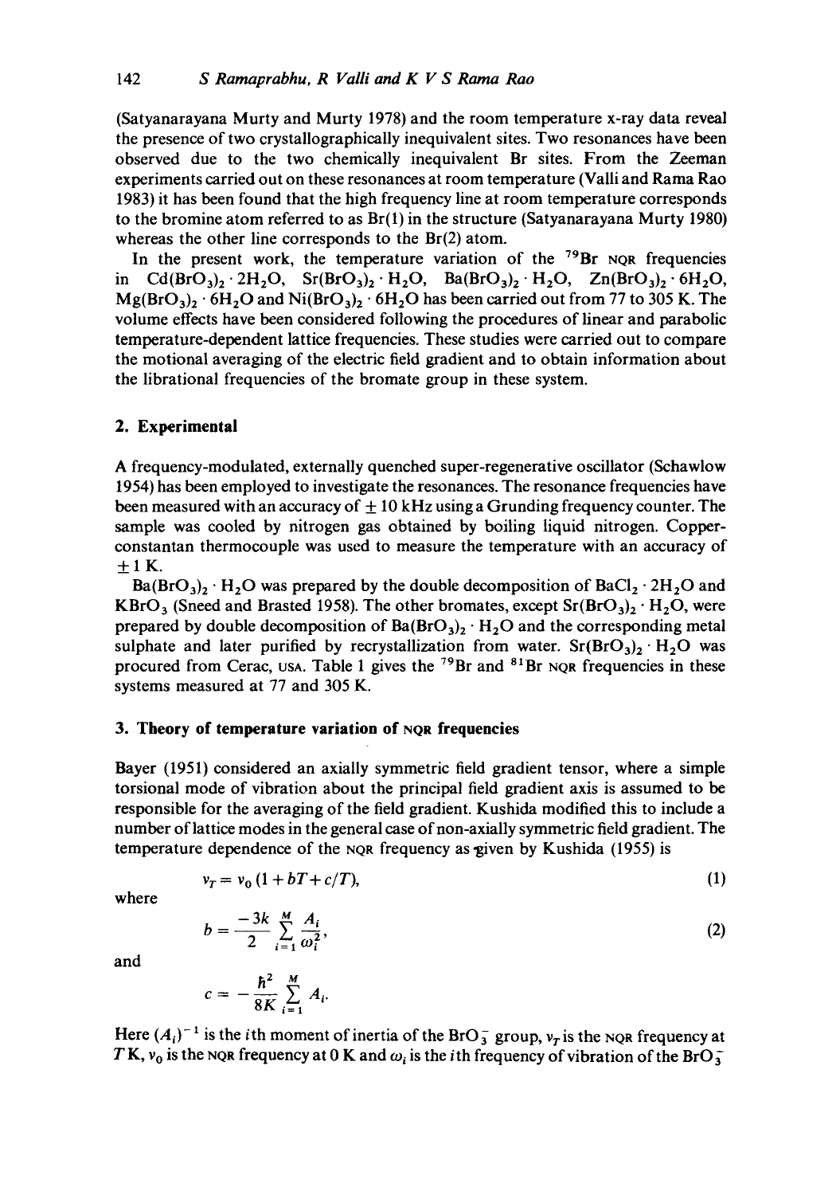(Satyanarayana Murty and Murty 1978) and the room temperature x-ray data reveal the presence of two crystallographically inequivalent sites. Two resonances have been observed due to the two chemically inequivalent Br sites. From the Zeeman experiments carried out on these resonances at room temperature (Valli and Rama Rao 1983) it has been found that the high frequency line at room temperature corresponds to the bromine atom referred to as Br(1) in the structure (Satyanarayana Murty 1980) whereas the other line corresponds to the Br(2) atom.

In the present work, the temperature variation of the $^{79}Br$ NQR frequencies in $Cd(BrO_3)_2 \cdot 2H_2O$, $Sr(BrO_3)_2 \cdot H_2O$, $Ba(BrO_3)_2 \cdot H_2O$, $Zn(BrO_3)_2 \cdot 6H_2O$, $Mg(BrO_3)_2 \cdot 6H_2O$ and $Ni(BrO_3)_2 \cdot 6H_2O$ has been carried out from 77 to 305 K. The volume effects have been considered following the procedures of linear and parabolic temperature-dependent lattice frequencies. These studies were carried out to compare the motional averaging of the electric field gradient and to obtain information about the librational frequencies of the bromate group in these system.

## 2. Experimental

A frequency-modulated, externally quenched super-regenerative oscillator (Schawlow 1954) has been employed to investigate the resonances. The resonance frequencies have been measured with an accuracy of $\pm 10$ kHz using a Grunding frequency counter. The sample was cooled by nitrogen gas obtained by boiling liquid nitrogen. Copper-constantan thermocouple was used to measure the temperature with an accuracy of $\pm 1$ K.

$Ba(BrO_3)_2 \cdot H_2O$ was prepared by the double decomposition of $BaCl_2 \cdot 2H_2O$ and $KBrO_3$ (Sneed and Brasted 1958). The other bromates, except $Sr(BrO_3)_2 \cdot H_2O$, were prepared by double decomposition of $Ba(BrO_3)_2 \cdot H_2O$ and the corresponding metal sulphate and later purified by recrystallization from water. $Sr(BrO_3)_2 \cdot H_2O$ was procured from Cerac, USA. Table 1 gives the $^{79}Br$ and $^{81}Br$ NQR frequencies in these systems measured at 77 and 305 K.

## 3. Theory of temperature variation of NQR frequencies

Bayer (1951) considered an axially symmetric field gradient tensor, where a simple torsional mode of vibration about the principal field gradient axis is assumed to be responsible for the averaging of the field gradient. Kushida modified this to include a number of lattice modes in the general case of non-axially symmetric field gradient. The temperature dependence of the NQR frequency as given by Kushida (1955) is

$$\nu_T = \nu_0 (1 + bT + c/T), \tag{1}$$

where

$$b = \frac{-3k}{2} \sum_{i=1}^{M} \frac{A_i}{\omega_i^2}, \tag{2}$$

and

$$c = -\frac{\hbar^2}{8K} \sum_{i=1}^{M} A_i.$$

Here $(A_i)^{-1}$ is the $i$th moment of inertia of the $BrO_3^-$ group, $\nu_T$ is the NQR frequency at $T$ K, $\nu_0$ is the NQR frequency at 0 K and $\omega_i$ is the $i$th frequency of vibration of the $BrO_3^-$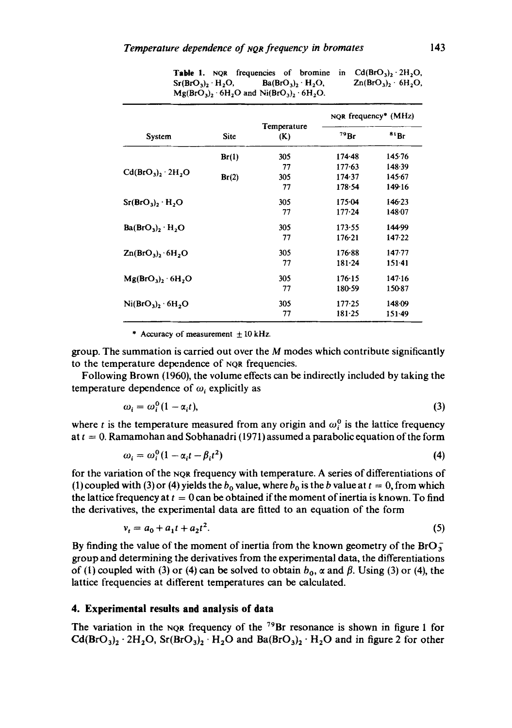**Table 1.** NQR frequencies of bromine in $Cd(BrO_3)_2 \cdot 2H_2O$, $Sr(BrO_3)_2 \cdot H_2O$, $Ba(BrO_3)_2 \cdot H_2O$, $Zn(BrO_3)_2 \cdot 6H_2O$, $Mg(BrO_3)_2 \cdot 6H_2O$ and $Ni(BrO_3)_2 \cdot 6H_2O$.

| System | Site | Temperature (K) | NQR frequency* (MHz) | |
|---|---|---|---|---|
| | | | $^{79}Br$ | $^{81}Br$ |
| $Cd(BrO_3)_2 \cdot 2H_2O$ | Br(1) | 305 | 174·48 | 145·76 |
| | | 77 | 177·63 | 148·39 |
| | Br(2) | 305 | 174·37 | 145·67 |
| | | 77 | 178·54 | 149·16 |
| $Sr(BrO_3)_2 \cdot H_2O$ | | 305 | 175·04 | 146·23 |
| | | 77 | 177·24 | 148·07 |
| $Ba(BrO_3)_2 \cdot H_2O$ | | 305 | 173·55 | 144·99 |
| | | 77 | 176·21 | 147·22 |
| $Zn(BrO_3)_2 \cdot 6H_2O$ | | 305 | 176·88 | 147·77 |
| | | 77 | 181·24 | 151·41 |
| $Mg(BrO_3)_2 \cdot 6H_2O$ | | 305 | 176·15 | 147·16 |
| | | 77 | 180·59 | 150·87 |
| $Ni(BrO_3)_2 \cdot 6H_2O$ | | 305 | 177·25 | 148·09 |
| | | 77 | 181·25 | 151·49 |

\* Accuracy of measurement $\pm 10$ kHz.

group. The summation is carried out over the $M$ modes which contribute significantly to the temperature dependence of NQR frequencies.

Following Brown (1960), the volume effects can be indirectly included by taking the temperature dependence of $\omega_i$ explicitly as

$$\omega_i = \omega_i^0(1 - \alpha_i t), \tag{3}$$

where $t$ is the temperature measured from any origin and $\omega_i^0$ is the lattice frequency at $t = 0$. Ramamohan and Sobhanadri (1971) assumed a parabolic equation of the form

$$\omega_i = \omega_i^0(1 - \alpha_i t - \beta_i t^2) \tag{4}$$

for the variation of the NQR frequency with temperature. A series of differentiations of (1) coupled with (3) or (4) yields the $b_0$ value, where $b_0$ is the $b$ value at $t = 0$, from which the lattice frequency at $t = 0$ can be obtained if the moment of inertia is known. To find the derivatives, the experimental data are fitted to an equation of the form

$$\nu_t = a_0 + a_1 t + a_2 t^2. \tag{5}$$

By finding the value of the moment of inertia from the known geometry of the $BrO_3^-$ group and determining the derivatives from the experimental data, the differentiations of (1) coupled with (3) or (4) can be solved to obtain $b_0$, $\alpha$ and $\beta$. Using (3) or (4), the lattice frequencies at different temperatures can be calculated.

## 4. Experimental results and analysis of data

The variation in the NQR frequency of the $^{79}Br$ resonance is shown in figure 1 for $Cd(BrO_3)_2 \cdot 2H_2O$, $Sr(BrO_3)_2 \cdot H_2O$ and $Ba(BrO_3)_2 \cdot H_2O$ and in figure 2 for other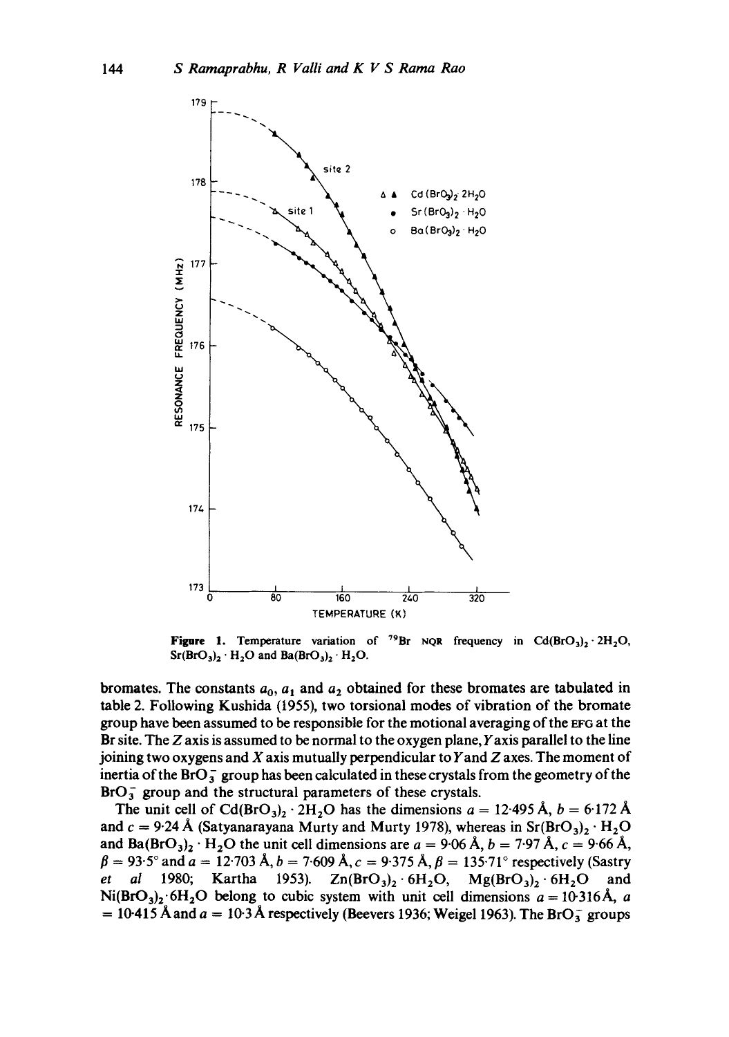**Figure 1.** Temperature variation of $^{79}$Br NQR frequency in $Cd(BrO_3)_2 \cdot 2H_2O$, $Sr(BrO_3)_2 \cdot H_2O$ and $Ba(BrO_3)_2 \cdot H_2O$.

bromates. The constants $a_0$, $a_1$ and $a_2$ obtained for these bromates are tabulated in table 2. Following Kushida (1955), two torsional modes of vibration of the bromate group have been assumed to be responsible for the motional averaging of the EFG at the Br site. The $Z$ axis is assumed to be normal to the oxygen plane, $Y$ axis parallel to the line joining two oxygens and $X$ axis mutually perpendicular to $Y$ and $Z$ axes. The moment of inertia of the $BrO_3^-$ group has been calculated in these crystals from the geometry of the $BrO_3^-$ group and the structural parameters of these crystals.

The unit cell of $Cd(BrO_3)_2 \cdot 2H_2O$ has the dimensions $a = 12{\cdot}495$ Å, $b = 6{\cdot}172$ Å and $c = 9{\cdot}24$ Å (Satyanarayana Murty and Murty 1978), whereas in $Sr(BrO_3)_2 \cdot H_2O$ and $Ba(BrO_3)_2 \cdot H_2O$ the unit cell dimensions are $a = 9{\cdot}06$ Å, $b = 7{\cdot}97$ Å, $c = 9{\cdot}66$ Å, $\beta = 93{\cdot}5°$ and $a = 12{\cdot}703$ Å, $b = 7{\cdot}609$ Å, $c = 9{\cdot}375$ Å, $\beta = 135{\cdot}71°$ respectively (Sastry *et al* 1980; Kartha 1953). $Zn(BrO_3)_2 \cdot 6H_2O$, $Mg(BrO_3)_2 \cdot 6H_2O$ and $Ni(BrO_3)_2 \cdot 6H_2O$ belong to cubic system with unit cell dimensions $a = 10{\cdot}316$ Å, $a = 10{\cdot}415$ Å and $a = 10{\cdot}3$ Å respectively (Beevers 1936; Weigel 1963). The $BrO_3^-$ groups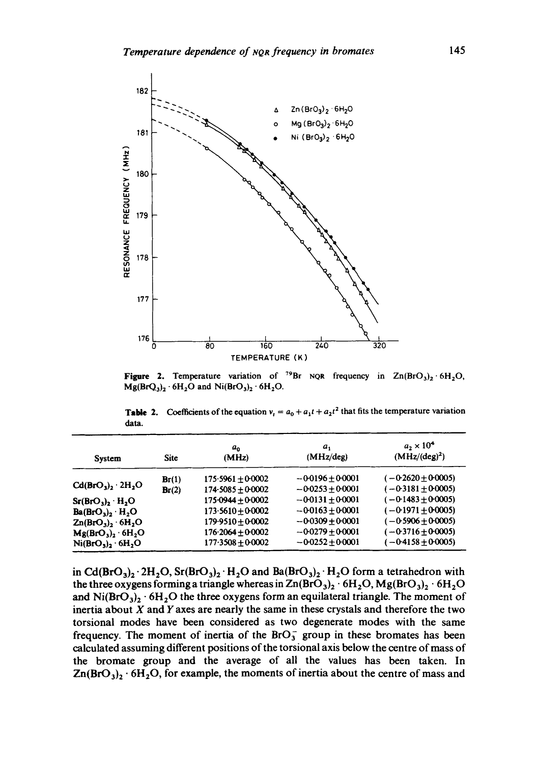**Figure 2.** Temperature variation of $^{79}Br$ NQR frequency in $Zn(BrO_3)_2 \cdot 6H_2O$, $Mg(BrO_3)_2 \cdot 6H_2O$ and $Ni(BrO_3)_2 \cdot 6H_2O$.

**Table 2.** Coefficients of the equation $\nu_t = a_0 + a_1 t + a_2 t^2$ that fits the temperature variation data.

| System | Site | $a_0$ (MHz) | $a_1$ (MHz/deg) | $a_2 \times 10^4$ (MHz/(deg)$^2$) |
|---|---|---|---|---|
| $Cd(BrO_3)_2 \cdot 2H_2O$ | Br(1) | 175·5961 ± 0·0002 | −0·0196 ± 0·0001 | (−0·2620 ± 0·0005) |
| | Br(2) | 174·5085 ± 0·0002 | −0·0253 ± 0·0001 | (−0·3181 ± 0·0005) |
| $Sr(BrO_3)_2 \cdot H_2O$ | | 175·0944 ± 0·0002 | −0·0131 ± 0·0001 | (−0·1483 ± 0·0005) |
| $Ba(BrO_3)_2 \cdot H_2O$ | | 173·5610 ± 0·0002 | −0·0163 ± 0·0001 | (−0·1971 ± 0·0005) |
| $Zn(BrO_3)_2 \cdot 6H_2O$ | | 179·9510 ± 0·0002 | −0·0309 ± 0·0001 | (−0·5906 ± 0·0005) |
| $Mg(BrO_3)_2 \cdot 6H_2O$ | | 176·2064 ± 0·0002 | −0·0279 ± 0·0001 | (−0·3716 ± 0·0005) |
| $Ni(BrO_3)_2 \cdot 6H_2O$ | | 177·3508 ± 0·0002 | −0·0252 ± 0·0001 | (−0·4158 ± 0·0005) |

in $Cd(BrO_3)_2 \cdot 2H_2O$, $Sr(BrO_3)_2 \cdot H_2O$ and $Ba(BrO_3)_2 \cdot H_2O$ form a tetrahedron with the three oxygens forming a triangle whereas in $Zn(BrO_3)_2 \cdot 6H_2O$, $Mg(BrO_3)_2 \cdot 6H_2O$ and $Ni(BrO_3)_2 \cdot 6H_2O$ the three oxygens form an equilateral triangle. The moment of inertia about $X$ and $Y$ axes are nearly the same in these crystals and therefore the two torsional modes have been considered as two degenerate modes with the same frequency. The moment of inertia of the $BrO_3^-$ group in these bromates has been calculated assuming different positions of the torsional axis below the centre of mass of the bromate group and the average of all the values has been taken. In $Zn(BrO_3)_2 \cdot 6H_2O$, for example, the moments of inertia about the centre of mass and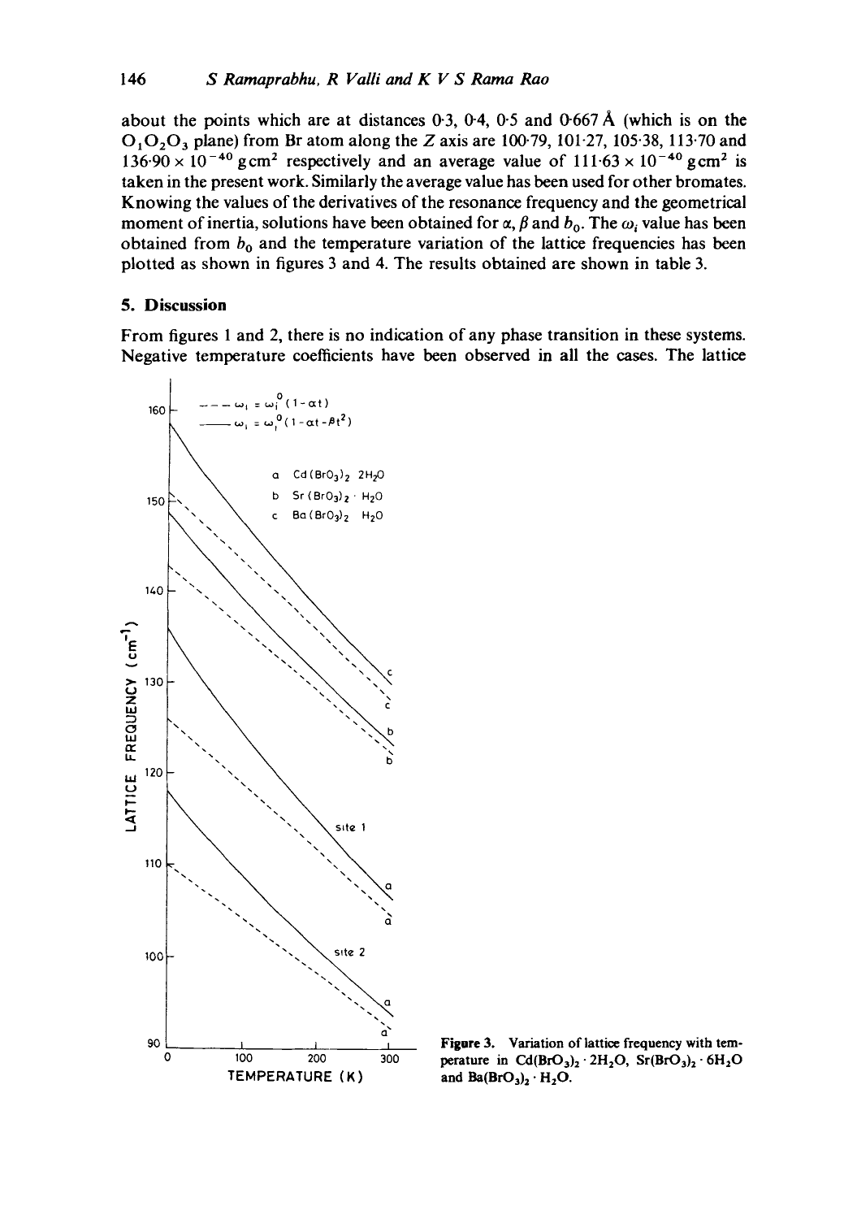about the points which are at distances 0·3, 0·4, 0·5 and 0·667 Å (which is on the $O_1O_2O_3$ plane) from Br atom along the $Z$ axis are 100·79, 101·27, 105·38, 113·70 and $136\cdot90 \times 10^{-40}$ g cm$^2$ respectively and an average value of $111\cdot63 \times 10^{-40}$ g cm$^2$ is taken in the present work. Similarly the average value has been used for other bromates. Knowing the values of the derivatives of the resonance frequency and the geometrical moment of inertia, solutions have been obtained for $\alpha$, $\beta$ and $b_0$. The $\omega_l$ value has been obtained from $b_0$ and the temperature variation of the lattice frequencies has been plotted as shown in figures 3 and 4. The results obtained are shown in table 3.

## 5. Discussion

From figures 1 and 2, there is no indication of any phase transition in these systems. Negative temperature coefficients have been observed in all the cases. The lattice

**Figure 3.** Variation of lattice frequency with temperature in $Cd(BrO_3)_2 \cdot 2H_2O$, $Sr(BrO_3)_2 \cdot 6H_2O$ and $Ba(BrO_3)_2 \cdot H_2O$.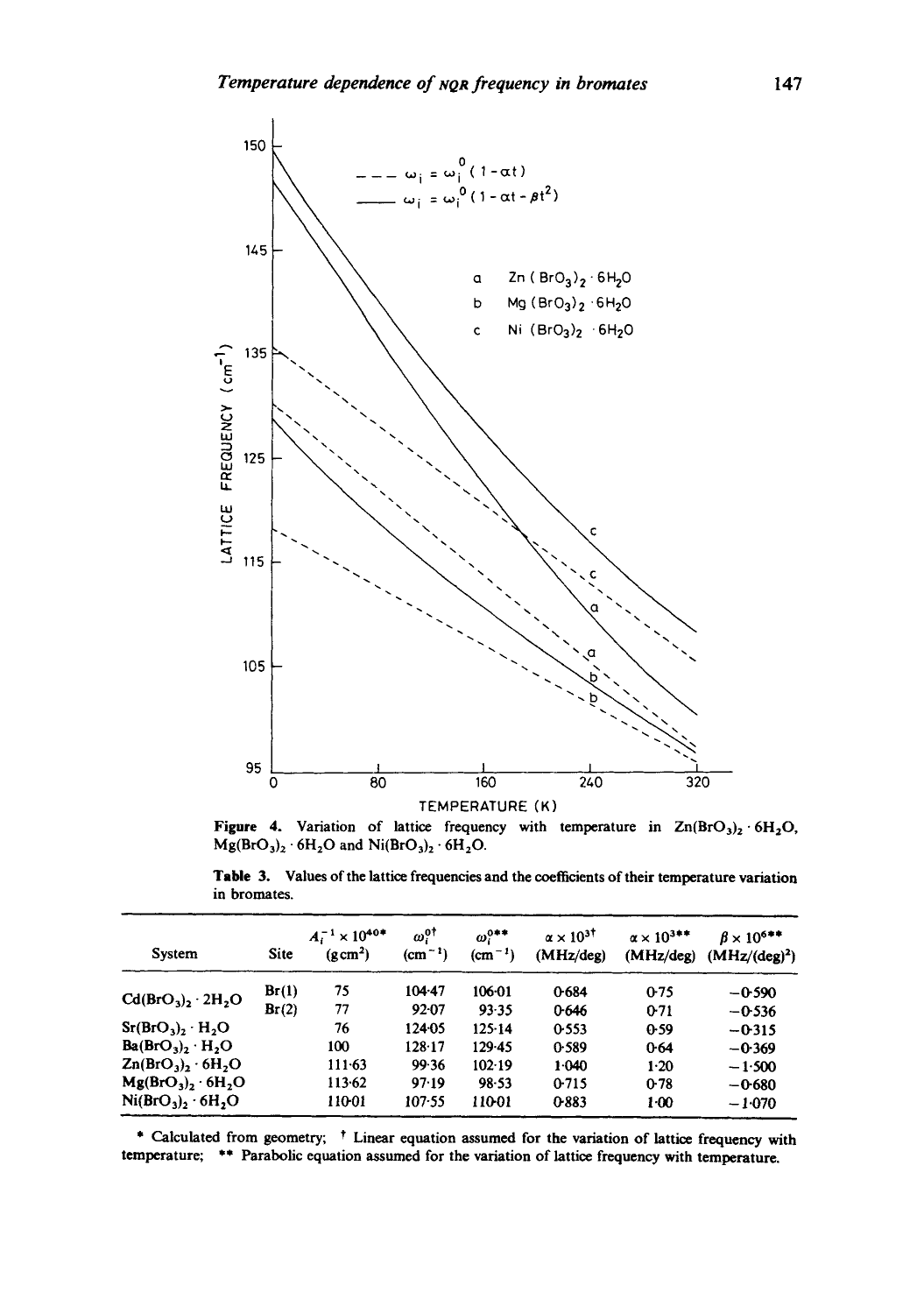Figure 4. Variation of lattice frequency with temperature in $Zn(BrO_3)_2 \cdot 6H_2O$, $Mg(BrO_3)_2 \cdot 6H_2O$ and $Ni(BrO_3)_2 \cdot 6H_2O$.

Table 3. Values of the lattice frequencies and the coefficients of their temperature variation in bromates.

| System | Site | $A_i^{-1} \times 10^{40}$* ($g\,cm^2$) | $\omega_i^{0}$† ($cm^{-1}$) | $\omega_i^{0}$** ($cm^{-1}$) | $\alpha \times 10^3$† (MHz/deg) | $\alpha \times 10^3$** (MHz/deg) | $\beta \times 10^6$** (MHz/(deg)$^2$) |
|---|---|---|---|---|---|---|---|
| $Cd(BrO_3)_2 \cdot 2H_2O$ | Br(1) | 75 | 104·47 | 106·01 | 0·684 | 0·75 | −0·590 |
| | Br(2) | 77 | 92·07 | 93·35 | 0·646 | 0·71 | −0·536 |
| $Sr(BrO_3)_2 \cdot H_2O$ | | 76 | 124·05 | 125·14 | 0·553 | 0·59 | −0·315 |
| $Ba(BrO_3)_2 \cdot H_2O$ | | 100 | 128·17 | 129·45 | 0·589 | 0·64 | −0·369 |
| $Zn(BrO_3)_2 \cdot 6H_2O$ | | 111·63 | 99·36 | 102·19 | 1·040 | 1·20 | −1·500 |
| $Mg(BrO_3)_2 \cdot 6H_2O$ | | 113·62 | 97·19 | 98·53 | 0·715 | 0·78 | −0·680 |
| $Ni(BrO_3)_2 \cdot 6H_2O$ | | 110·01 | 107·55 | 110·01 | 0·883 | 1·00 | −1·070 |

\* Calculated from geometry; † Linear equation assumed for the variation of lattice frequency with temperature; ** Parabolic equation assumed for the variation of lattice frequency with temperature.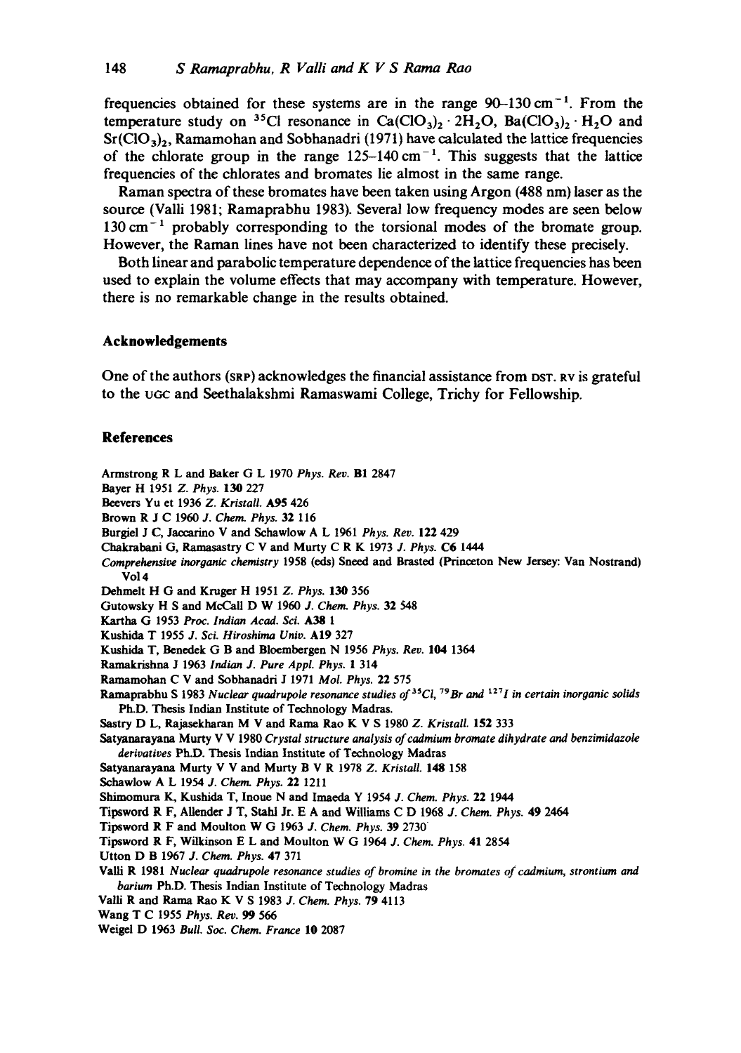frequencies obtained for these systems are in the range 90–130 $cm^{-1}$. From the temperature study on $^{35}Cl$ resonance in $Ca(ClO_3)_2 \cdot 2H_2O$, $Ba(ClO_3)_2 \cdot H_2O$ and $Sr(ClO_3)_2$, Ramamohan and Sobhanadri (1971) have calculated the lattice frequencies of the chlorate group in the range 125–140 $cm^{-1}$. This suggests that the lattice frequencies of the chlorates and bromates lie almost in the same range.

Raman spectra of these bromates have been taken using Argon (488 nm) laser as the source (Valli 1981; Ramaprabhu 1983). Several low frequency modes are seen below 130 $cm^{-1}$ probably corresponding to the torsional modes of the bromate group. However, the Raman lines have not been characterized to identify these precisely.

Both linear and parabolic temperature dependence of the lattice frequencies has been used to explain the volume effects that may accompany with temperature. However, there is no remarkable change in the results obtained.

## Acknowledgements

One of the authors (SRP) acknowledges the financial assistance from DST. RV is grateful to the UGC and Seethalakshmi Ramaswami College, Trichy for Fellowship.

## References

Armstrong R L and Baker G L 1970 *Phys. Rev.* **B1** 2847

Bayer H 1951 *Z. Phys.* **130** 227

Beevers Yu et 1936 *Z. Kristall.* **A95** 426

Brown R J C 1960 *J. Chem. Phys.* **32** 116

Burgiel J C, Jaccarino V and Schawlow A L 1961 *Phys. Rev.* **122** 429

Chakrabani G, Ramasastry C V and Murty C R K 1973 *J. Phys.* **C6** 1444

*Comprehensive inorganic chemistry* 1958 (eds) Sneed and Brasted (Princeton New Jersey: Van Nostrand) Vol 4

Dehmelt H G and Kruger H 1951 *Z. Phys.* **130** 356

Gutowsky H S and McCall D W 1960 *J. Chem. Phys.* **32** 548

Kartha G 1953 *Proc. Indian Acad. Sci.* **A38** 1

Kushida T 1955 *J. Sci. Hiroshima Univ.* **A19** 327

Kushida T, Benedek G B and Bloembergen N 1956 *Phys. Rev.* **104** 1364

Ramakrishna J 1963 *Indian J. Pure Appl. Phys.* **1** 314

Ramamohan C V and Sobhanadri J 1971 *Mol. Phys.* **22** 575

Ramaprabhu S 1983 *Nuclear quadrupole resonance studies of $^{35}Cl$, $^{79}Br$ and $^{127}I$ in certain inorganic solids* Ph.D. Thesis Indian Institute of Technology Madras.

Sastry D L, Rajasekharan M V and Rama Rao K V S 1980 *Z. Kristall.* **152** 333

Satyanarayana Murty V V 1980 *Crystal structure analysis of cadmium bromate dihydrate and benzimidazole derivatives* Ph.D. Thesis Indian Institute of Technology Madras

Satyanarayana Murty V V and Murty B V R 1978 *Z. Kristall.* **148** 158

Schawlow A L 1954 *J. Chem. Phys.* **22** 1211

Shimomura K, Kushida T, Inoue N and Imaeda Y 1954 *J. Chem. Phys.* **22** 1944

Tipsword R F, Allender J T, Stahl Jr. E A and Williams C D 1968 *J. Chem. Phys.* **49** 2464

Tipsword R F and Moulton W G 1963 *J. Chem. Phys.* **39** 2730

Tipsword R F, Wilkinson E L and Moulton W G 1964 *J. Chem. Phys.* **41** 2854

Utton D B 1967 *J. Chem. Phys.* **47** 371

Valli R 1981 *Nuclear quadrupole resonance studies of bromine in the bromates of cadmium, strontium and barium* Ph.D. Thesis Indian Institute of Technology Madras

Valli R and Rama Rao K V S 1983 *J. Chem. Phys.* **79** 4113

Wang T C 1955 *Phys. Rev.* **99** 566

Weigel D 1963 *Bull. Soc. Chem. France* **10** 2087